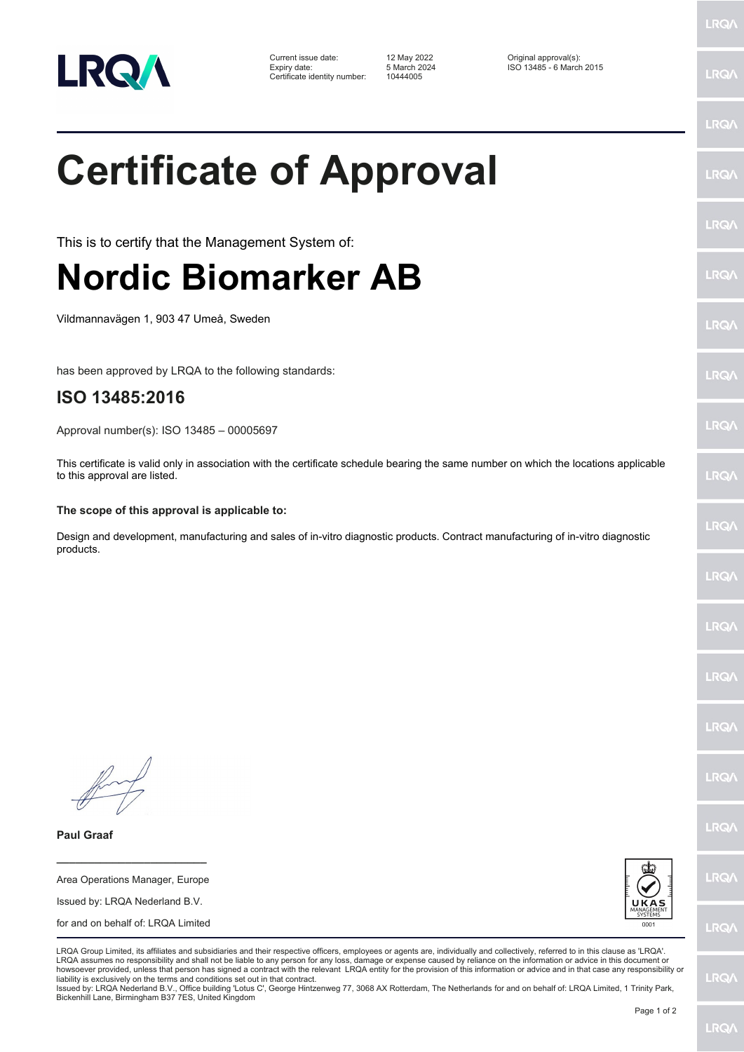| | | | |
|---|---|---|---|
| Current issue date: | 12 May 2022 | Original approval(s): | |
| Expiry date: | 5 March 2024 | ISO 13485 - 6 March 2015 | |
| Certificate identity number: | 10444005 | | |

# Certificate of Approval

This is to certify that the Management System of:

# Nordic Biomarker AB

Vildmannavägen 1, 903 47 Umeå, Sweden

has been approved by LRQA to the following standards:

## ISO 13485:2016

Approval number(s): ISO 13485 – 00005697

This certificate is valid only in association with the certificate schedule bearing the same number on which the locations applicable to this approval are listed.

**The scope of this approval is applicable to:**

Design and development, manufacturing and sales of in-vitro diagnostic products. Contract manufacturing of in-vitro diagnostic products.

**Paul Graaf**

Area Operations Manager, Europe

Issued by: LRQA Nederland B.V.

for and on behalf of: LRQA Limited

UKAS MANAGEMENT SYSTEMS 0001

LRQA Group Limited, its affiliates and subsidiaries and their respective officers, employees or agents are, individually and collectively, referred to in this clause as 'LRQA'. LRQA assumes no responsibility and shall not be liable to any person for any loss, damage or expense caused by reliance on the information or advice in this document or howsoever provided, unless that person has signed a contract with the relevant LRQA entity for the provision of this information or advice and in that case any responsibility or liability is exclusively on the terms and conditions set out in that contract.
Issued by: LRQA Nederland B.V., Office building 'Lotus C', George Hintzenweg 77, 3068 AX Rotterdam, The Netherlands for and on behalf of: LRQA Limited, 1 Trinity Park, Bickenhill Lane, Birmingham B37 7ES, United Kingdom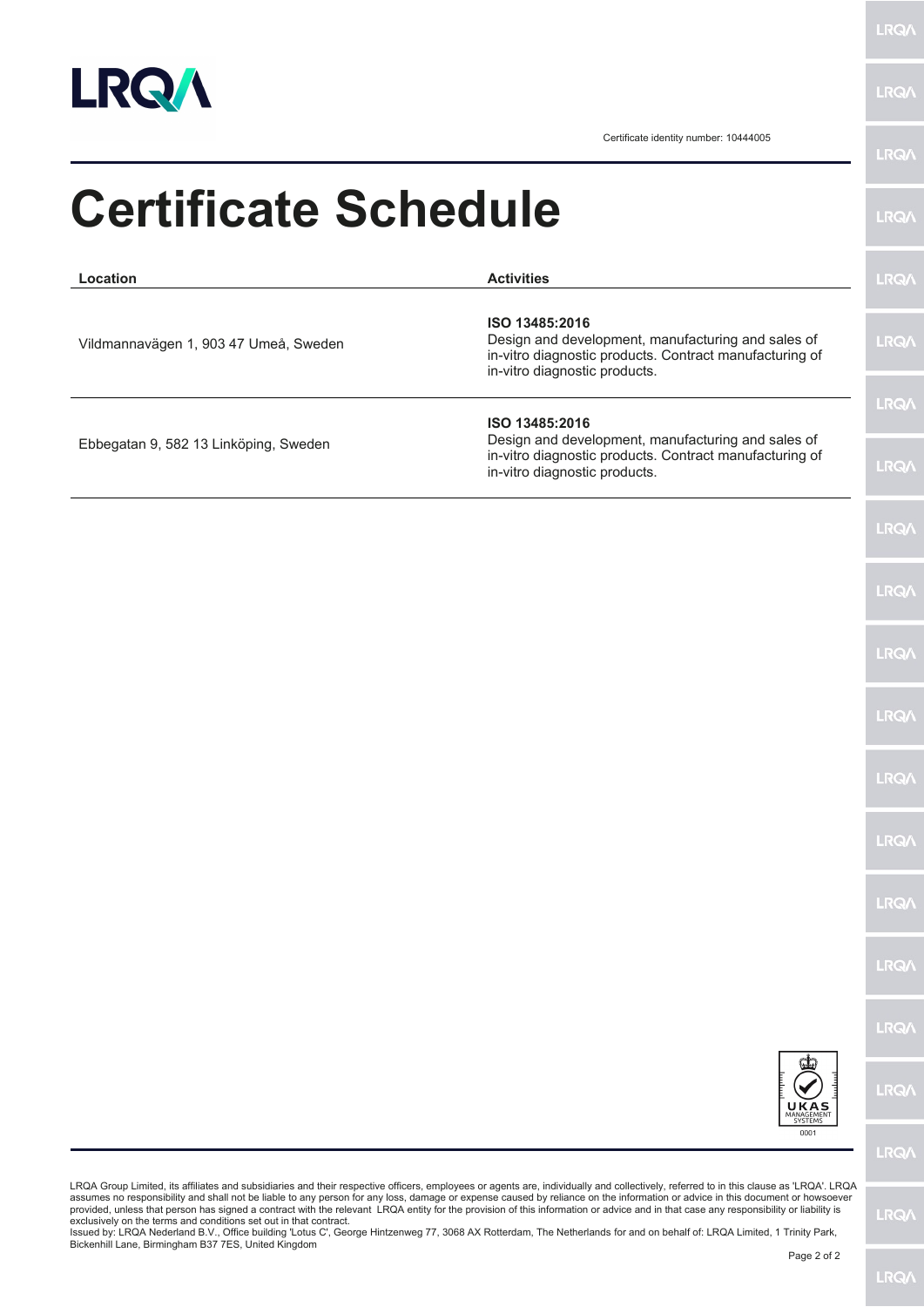Certificate identity number: 10444005

# Certificate Schedule

| Location | Activities |
|---|---|
| Vildmannavägen 1, 903 47 Umeå, Sweden | **ISO 13485:2016**<br>Design and development, manufacturing and sales of in-vitro diagnostic products. Contract manufacturing of in-vitro diagnostic products. |
| Ebbegatan 9, 582 13 Linköping, Sweden | **ISO 13485:2016**<br>Design and development, manufacturing and sales of in-vitro diagnostic products. Contract manufacturing of in-vitro diagnostic products. |

UKAS MANAGEMENT SYSTEMS 0001

LRQA Group Limited, its affiliates and subsidiaries and their respective officers, employees or agents are, individually and collectively, referred to in this clause as 'LRQA'. LRQA assumes no responsibility and shall not be liable to any person for any loss, damage or expense caused by reliance on the information or advice in this document or howsoever provided, unless that person has signed a contract with the relevant LRQA entity for the provision of this information or advice and in that case any responsibility or liability is exclusively on the terms and conditions set out in that contract.
Issued by: LRQA Nederland B.V., Office building 'Lotus C', George Hintzenweg 77, 3068 AX Rotterdam, The Netherlands for and on behalf of: LRQA Limited, 1 Trinity Park, Bickenhill Lane, Birmingham B37 7ES, United Kingdom